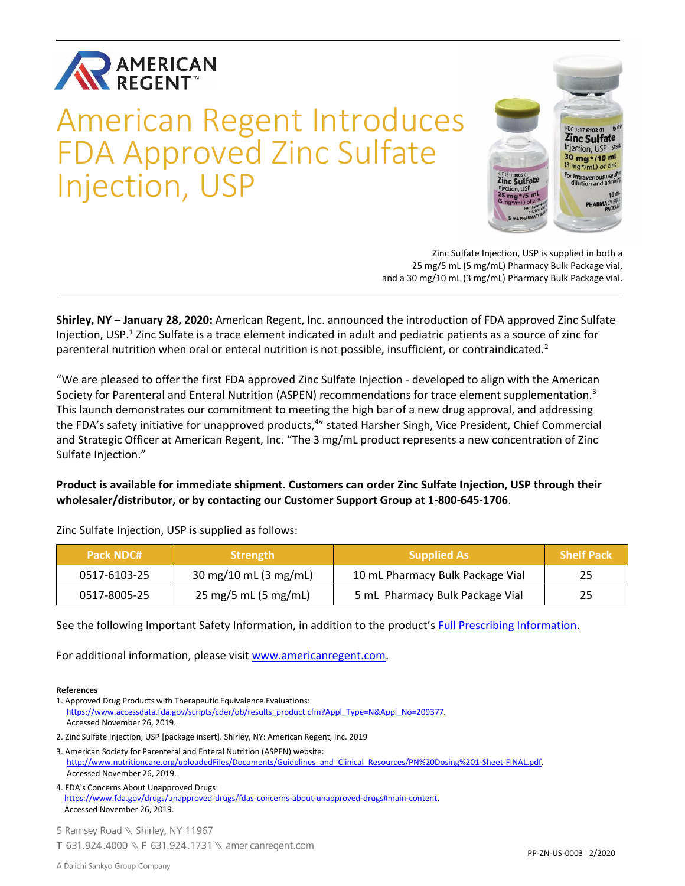AMERICAN REGENT™

# American Regent Introduces FDA Approved Zinc Sulfate Injection, USP

Zinc Sulfate Injection, USP is supplied in both a 25 mg/5 mL (5 mg/mL) Pharmacy Bulk Package vial, and a 30 mg/10 mL (3 mg/mL) Pharmacy Bulk Package vial.

**Shirley, NY – January 28, 2020:** American Regent, Inc. announced the introduction of FDA approved Zinc Sulfate Injection, USP.[1] Zinc Sulfate is a trace element indicated in adult and pediatric patients as a source of zinc for parenteral nutrition when oral or enteral nutrition is not possible, insufficient, or contraindicated.[2]

"We are pleased to offer the first FDA approved Zinc Sulfate Injection - developed to align with the American Society for Parenteral and Enteral Nutrition (ASPEN) recommendations for trace element supplementation.[3] This launch demonstrates our commitment to meeting the high bar of a new drug approval, and addressing the FDA's safety initiative for unapproved products,[4]" stated Harsher Singh, Vice President, Chief Commercial and Strategic Officer at American Regent, Inc. "The 3 mg/mL product represents a new concentration of Zinc Sulfate Injection."

**Product is available for immediate shipment. Customers can order Zinc Sulfate Injection, USP through their wholesaler/distributor, or by contacting our Customer Support Group at 1-800-645-1706**.

Zinc Sulfate Injection, USP is supplied as follows:

| Pack NDC# | Strength | Supplied As | Shelf Pack |
|---|---|---|---|
| 0517-6103-25 | 30 mg/10 mL (3 mg/mL) | 10 mL Pharmacy Bulk Package Vial | 25 |
| 0517-8005-25 | 25 mg/5 mL (5 mg/mL) | 5 mL Pharmacy Bulk Package Vial | 25 |

See the following Important Safety Information, in addition to the product's Full Prescribing Information.

For additional information, please visit www.americanregent.com.

**References**

1. Approved Drug Products with Therapeutic Equivalence Evaluations: https://www.accessdata.fda.gov/scripts/cder/ob/results_product.cfm?Appl_Type=N&Appl_No=209377. Accessed November 26, 2019.
2. Zinc Sulfate Injection, USP [package insert]. Shirley, NY: American Regent, Inc. 2019
3. American Society for Parenteral and Enteral Nutrition (ASPEN) website: http://www.nutritioncare.org/uploadedFiles/Documents/Guidelines_and_Clinical_Resources/PN%20Dosing%201-Sheet-FINAL.pdf. Accessed November 26, 2019.
4. FDA's Concerns About Unapproved Drugs: https://www.fda.gov/drugs/unapproved-drugs/fdas-concerns-about-unapproved-drugs#main-content. Accessed November 26, 2019.

5 Ramsey Road \ Shirley, NY 11967
T 631.924.4000 \ F 631.924.1731 \ americanregent.com

A Daiichi Sankyo Group Company

PP-ZN-US-0003 2/2020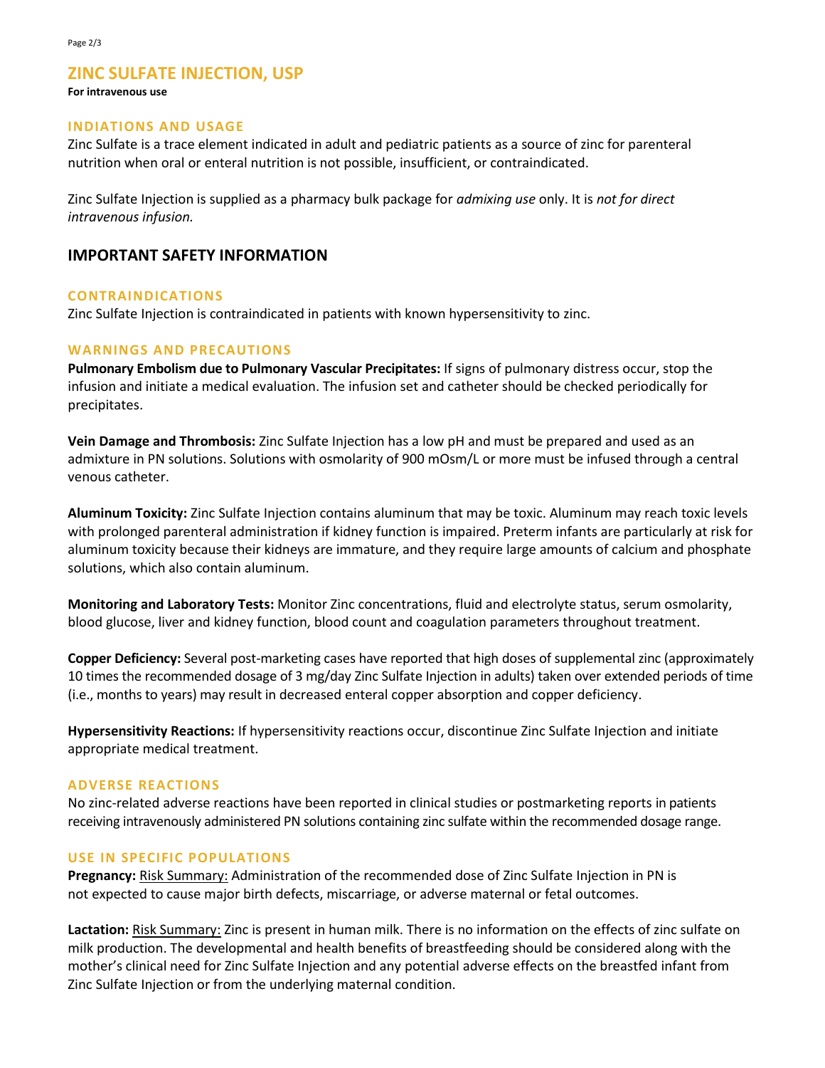# ZINC SULFATE INJECTION, USP

**For intravenous use**

### INDIATIONS AND USAGE

Zinc Sulfate is a trace element indicated in adult and pediatric patients as a source of zinc for parenteral nutrition when oral or enteral nutrition is not possible, insufficient, or contraindicated.

Zinc Sulfate Injection is supplied as a pharmacy bulk package for *admixing use* only. It is *not for direct intravenous infusion.*

## IMPORTANT SAFETY INFORMATION

### CONTRAINDICATIONS

Zinc Sulfate Injection is contraindicated in patients with known hypersensitivity to zinc.

### WARNINGS AND PRECAUTIONS

**Pulmonary Embolism due to Pulmonary Vascular Precipitates:** If signs of pulmonary distress occur, stop the infusion and initiate a medical evaluation. The infusion set and catheter should be checked periodically for precipitates.

**Vein Damage and Thrombosis:** Zinc Sulfate Injection has a low pH and must be prepared and used as an admixture in PN solutions. Solutions with osmolarity of 900 mOsm/L or more must be infused through a central venous catheter.

**Aluminum Toxicity:** Zinc Sulfate Injection contains aluminum that may be toxic. Aluminum may reach toxic levels with prolonged parenteral administration if kidney function is impaired. Preterm infants are particularly at risk for aluminum toxicity because their kidneys are immature, and they require large amounts of calcium and phosphate solutions, which also contain aluminum.

**Monitoring and Laboratory Tests:** Monitor Zinc concentrations, fluid and electrolyte status, serum osmolarity, blood glucose, liver and kidney function, blood count and coagulation parameters throughout treatment.

**Copper Deficiency:** Several post-marketing cases have reported that high doses of supplemental zinc (approximately 10 times the recommended dosage of 3 mg/day Zinc Sulfate Injection in adults) taken over extended periods of time (i.e., months to years) may result in decreased enteral copper absorption and copper deficiency.

**Hypersensitivity Reactions:** If hypersensitivity reactions occur, discontinue Zinc Sulfate Injection and initiate appropriate medical treatment.

### ADVERSE REACTIONS

No zinc-related adverse reactions have been reported in clinical studies or postmarketing reports in patients receiving intravenously administered PN solutions containing zinc sulfate within the recommended dosage range.

### USE IN SPECIFIC POPULATIONS

**Pregnancy:** Risk Summary: Administration of the recommended dose of Zinc Sulfate Injection in PN is not expected to cause major birth defects, miscarriage, or adverse maternal or fetal outcomes.

**Lactation:** Risk Summary: Zinc is present in human milk. There is no information on the effects of zinc sulfate on milk production. The developmental and health benefits of breastfeeding should be considered along with the mother's clinical need for Zinc Sulfate Injection and any potential adverse effects on the breastfed infant from Zinc Sulfate Injection or from the underlying maternal condition.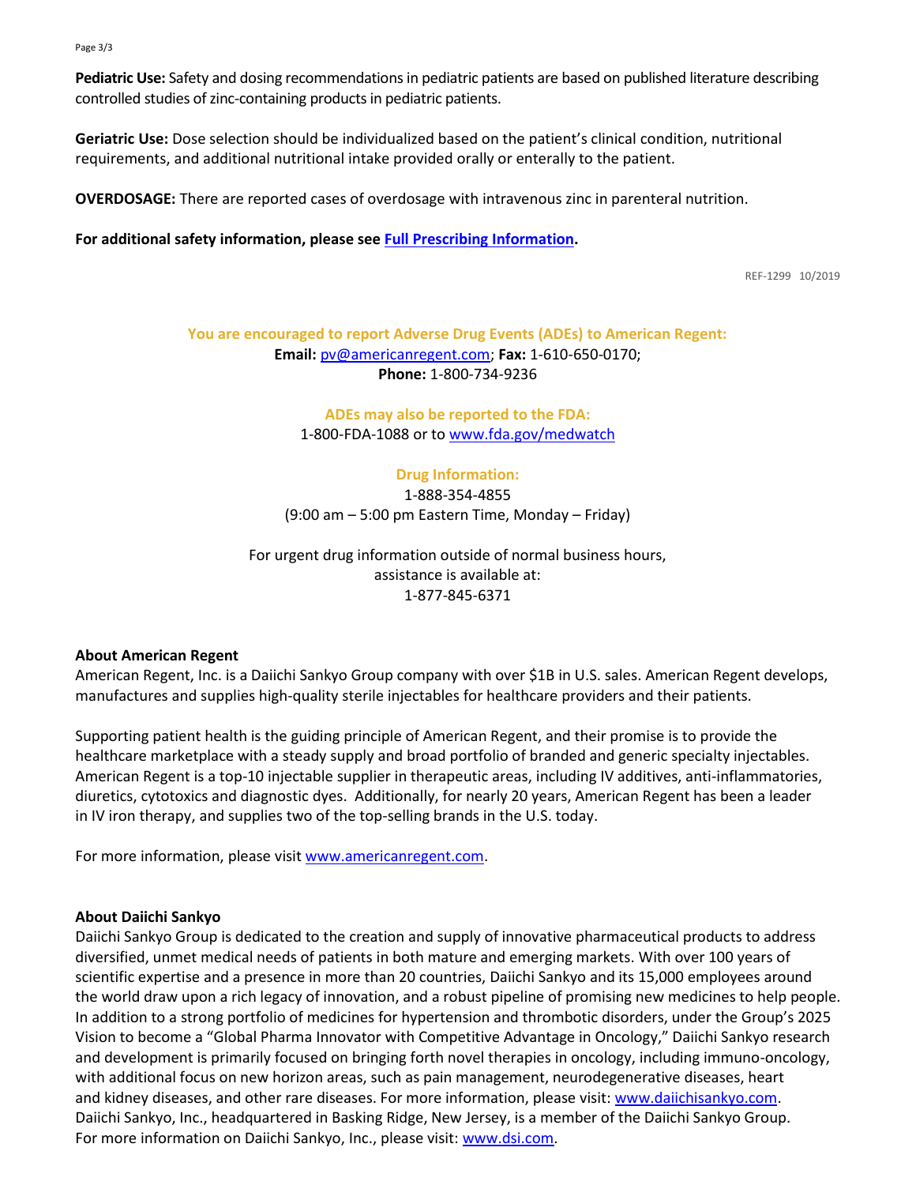**Pediatric Use:** Safety and dosing recommendations in pediatric patients are based on published literature describing controlled studies of zinc-containing products in pediatric patients.

**Geriatric Use:** Dose selection should be individualized based on the patient's clinical condition, nutritional requirements, and additional nutritional intake provided orally or enterally to the patient.

**OVERDOSAGE:** There are reported cases of overdosage with intravenous zinc in parenteral nutrition.

**For additional safety information, please see Full Prescribing Information.**

REF-1299 10/2019

**You are encouraged to report Adverse Drug Events (ADEs) to American Regent:**
**Email:** pv@americanregent.com; **Fax:** 1-610-650-0170;
**Phone:** 1-800-734-9236

**ADEs may also be reported to the FDA:**
1-800-FDA-1088 or to www.fda.gov/medwatch

**Drug Information:**
1-888-354-4855
(9:00 am – 5:00 pm Eastern Time, Monday – Friday)

For urgent drug information outside of normal business hours, assistance is available at:
1-877-845-6371

**About American Regent**
American Regent, Inc. is a Daiichi Sankyo Group company with over $1B in U.S. sales. American Regent develops, manufactures and supplies high-quality sterile injectables for healthcare providers and their patients.

Supporting patient health is the guiding principle of American Regent, and their promise is to provide the healthcare marketplace with a steady supply and broad portfolio of branded and generic specialty injectables. American Regent is a top-10 injectable supplier in therapeutic areas, including IV additives, anti-inflammatories, diuretics, cytotoxics and diagnostic dyes. Additionally, for nearly 20 years, American Regent has been a leader in IV iron therapy, and supplies two of the top-selling brands in the U.S. today.

For more information, please visit www.americanregent.com.

**About Daiichi Sankyo**
Daiichi Sankyo Group is dedicated to the creation and supply of innovative pharmaceutical products to address diversified, unmet medical needs of patients in both mature and emerging markets. With over 100 years of scientific expertise and a presence in more than 20 countries, Daiichi Sankyo and its 15,000 employees around the world draw upon a rich legacy of innovation, and a robust pipeline of promising new medicines to help people. In addition to a strong portfolio of medicines for hypertension and thrombotic disorders, under the Group's 2025 Vision to become a "Global Pharma Innovator with Competitive Advantage in Oncology," Daiichi Sankyo research and development is primarily focused on bringing forth novel therapies in oncology, including immuno-oncology, with additional focus on new horizon areas, such as pain management, neurodegenerative diseases, heart and kidney diseases, and other rare diseases. For more information, please visit: www.daiichisankyo.com. Daiichi Sankyo, Inc., headquartered in Basking Ridge, New Jersey, is a member of the Daiichi Sankyo Group. For more information on Daiichi Sankyo, Inc., please visit: www.dsi.com.